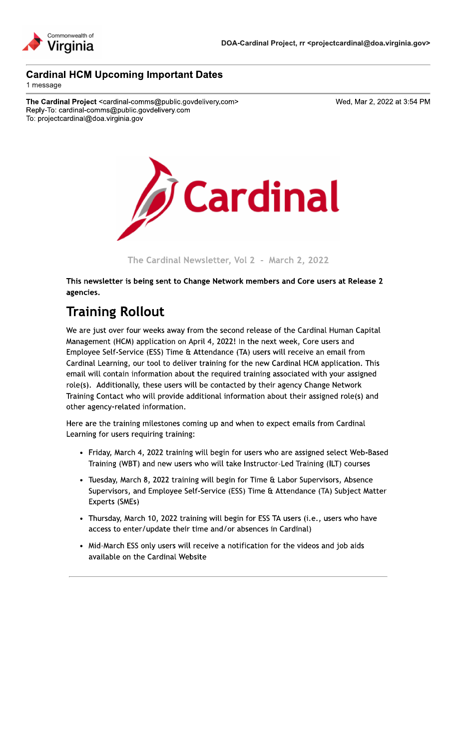DOA-Cardinal Project, rr <projectcardinal@doa.virginia.gov>

## Cardinal HCM Upcoming Important Dates

1 message

**The Cardinal Project** <cardinal-comms@public.govdelivery.com>
Reply-To: cardinal-comms@public.govdelivery.com
To: projectcardinal@doa.virginia.gov

Wed, Mar 2, 2022 at 3:54 PM

The Cardinal Newsletter, Vol 2 – March 2, 2022

**This newsletter is being sent to Change Network members and Core users at Release 2 agencies.**

# Training Rollout

We are just over four weeks away from the second release of the Cardinal Human Capital Management (HCM) application on April 4, 2022! In the next week, Core users and Employee Self-Service (ESS) Time & Attendance (TA) users will receive an email from Cardinal Learning, our tool to deliver training for the new Cardinal HCM application. This email will contain information about the required training associated with your assigned role(s). Additionally, these users will be contacted by their agency Change Network Training Contact who will provide additional information about their assigned role(s) and other agency-related information.

Here are the training milestones coming up and when to expect emails from Cardinal Learning for users requiring training:

- Friday, March 4, 2022 training will begin for users who are assigned select Web-Based Training (WBT) and new users who will take Instructor-Led Training (ILT) courses
- Tuesday, March 8, 2022 training will begin for Time & Labor Supervisors, Absence Supervisors, and Employee Self-Service (ESS) Time & Attendance (TA) Subject Matter Experts (SMEs)
- Thursday, March 10, 2022 training will begin for ESS TA users (i.e., users who have access to enter/update their time and/or absences in Cardinal)
- Mid-March ESS only users will receive a notification for the videos and job aids available on the Cardinal Website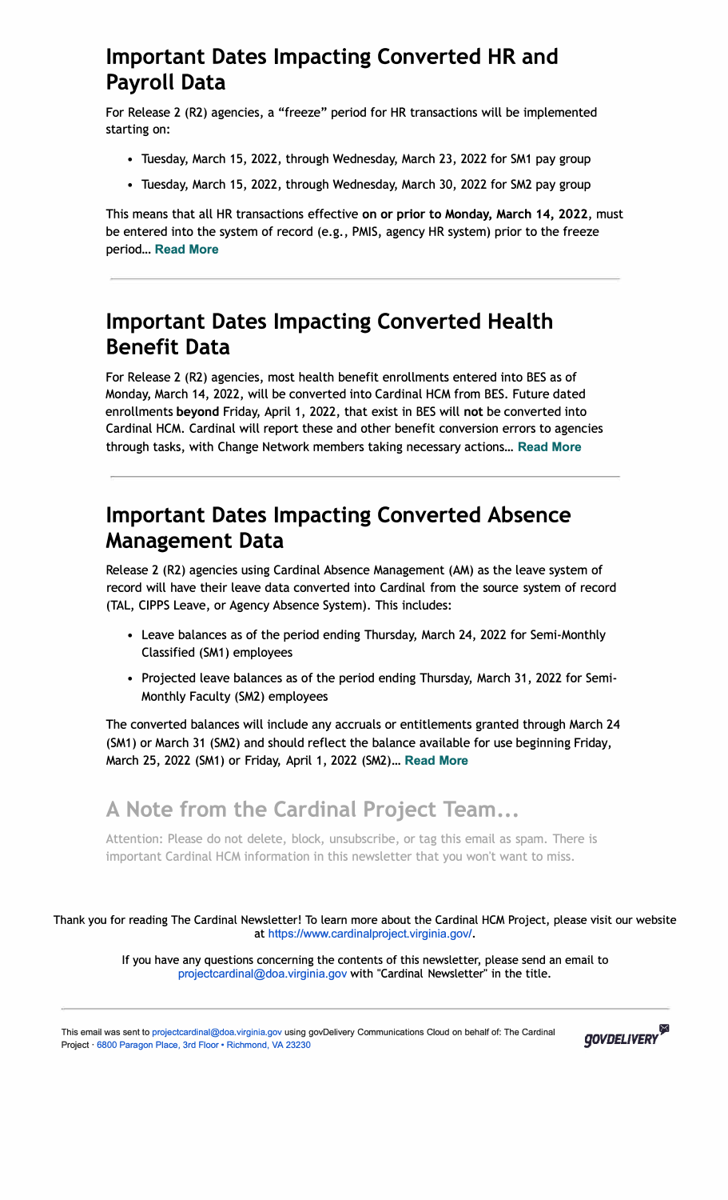## Important Dates Impacting Converted HR and Payroll Data

For Release 2 (R2) agencies, a "freeze" period for HR transactions will be implemented starting on:

- Tuesday, March 15, 2022, through Wednesday, March 23, 2022 for SM1 pay group
- Tuesday, March 15, 2022, through Wednesday, March 30, 2022 for SM2 pay group

This means that all HR transactions effective **on or prior to Monday, March 14, 2022**, must be entered into the system of record (e.g., PMIS, agency HR system) prior to the freeze period… **Read More**

---

## Important Dates Impacting Converted Health Benefit Data

For Release 2 (R2) agencies, most health benefit enrollments entered into BES as of Monday, March 14, 2022, will be converted into Cardinal HCM from BES. Future dated enrollments **beyond** Friday, April 1, 2022, that exist in BES will **not** be converted into Cardinal HCM. Cardinal will report these and other benefit conversion errors to agencies through tasks, with Change Network members taking necessary actions… **Read More**

---

## Important Dates Impacting Converted Absence Management Data

Release 2 (R2) agencies using Cardinal Absence Management (AM) as the leave system of record will have their leave data converted into Cardinal from the source system of record (TAL, CIPPS Leave, or Agency Absence System). This includes:

- Leave balances as of the period ending Thursday, March 24, 2022 for Semi-Monthly Classified (SM1) employees
- Projected leave balances as of the period ending Thursday, March 31, 2022 for Semi-Monthly Faculty (SM2) employees

The converted balances will include any accruals or entitlements granted through March 24 (SM1) or March 31 (SM2) and should reflect the balance available for use beginning Friday, March 25, 2022 (SM1) or Friday, April 1, 2022 (SM2)… **Read More**

## A Note from the Cardinal Project Team...

Attention: Please do not delete, block, unsubscribe, or tag this email as spam. There is important Cardinal HCM information in this newsletter that you won't want to miss.

Thank you for reading The Cardinal Newsletter! To learn more about the Cardinal HCM Project, please visit our website at https://www.cardinalproject.virginia.gov/.

If you have any questions concerning the contents of this newsletter, please send an email to projectcardinal@doa.virginia.gov with "Cardinal Newsletter" in the title.

---

This email was sent to projectcardinal@doa.virginia.gov using govDelivery Communications Cloud on behalf of: The Cardinal Project · 6800 Paragon Place, 3rd Floor • Richmond, VA 23230

GOVDELIVERY